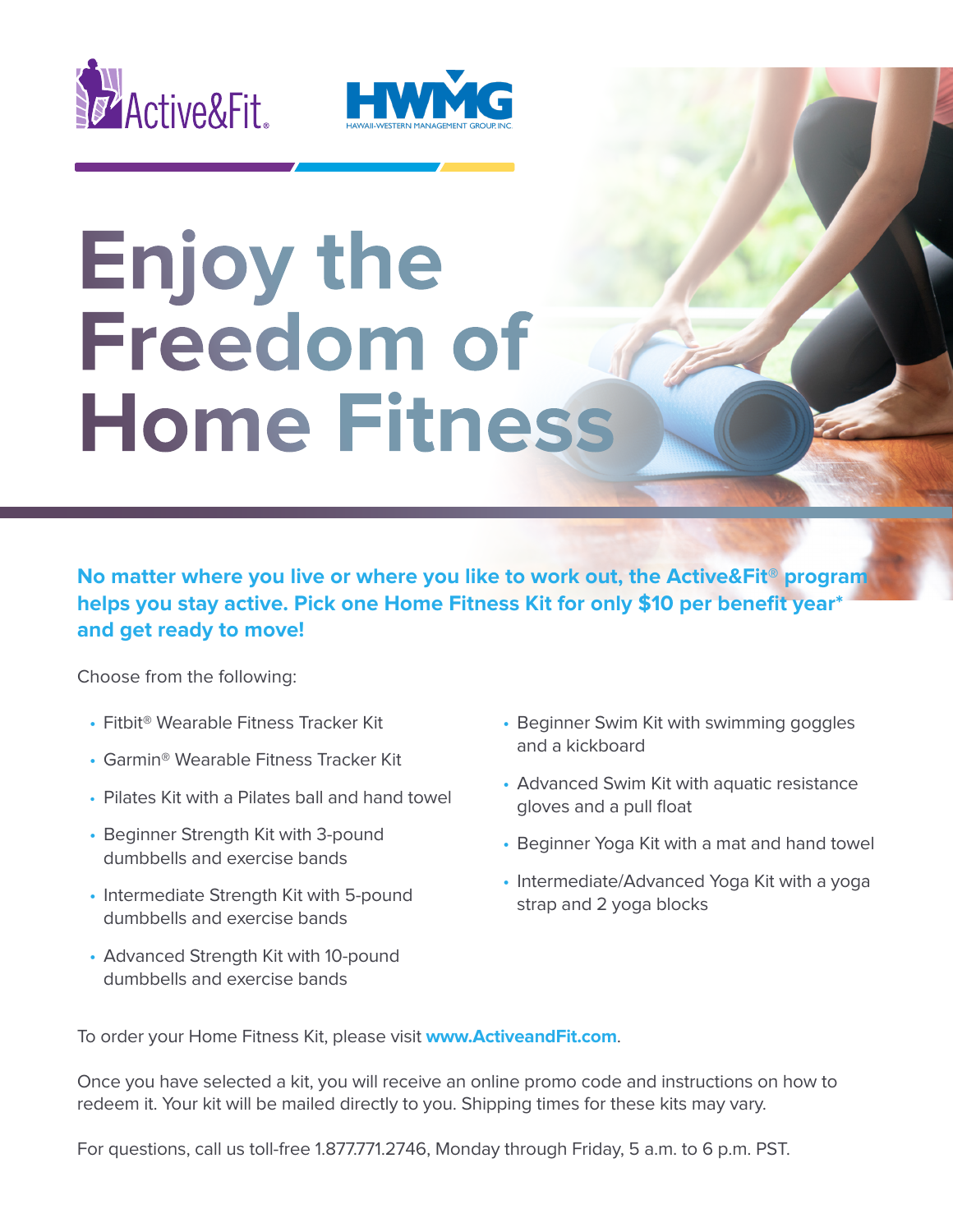Active&Fit. HWMG HAWAII-WESTERN MANAGEMENT GROUP, INC.

# Enjoy the Freedom of Home Fitness

**No matter where you live or where you like to work out, the Active&Fit® program helps you stay active. Pick one Home Fitness Kit for only $10 per benefit year* and get ready to move!**

Choose from the following:

- Fitbit® Wearable Fitness Tracker Kit
- Garmin® Wearable Fitness Tracker Kit
- Pilates Kit with a Pilates ball and hand towel
- Beginner Strength Kit with 3-pound dumbbells and exercise bands
- Intermediate Strength Kit with 5-pound dumbbells and exercise bands
- Advanced Strength Kit with 10-pound dumbbells and exercise bands
- Beginner Swim Kit with swimming goggles and a kickboard
- Advanced Swim Kit with aquatic resistance gloves and a pull float
- Beginner Yoga Kit with a mat and hand towel
- Intermediate/Advanced Yoga Kit with a yoga strap and 2 yoga blocks

To order your Home Fitness Kit, please visit **www.ActiveandFit.com**.

Once you have selected a kit, you will receive an online promo code and instructions on how to redeem it. Your kit will be mailed directly to you. Shipping times for these kits may vary.

For questions, call us toll-free 1.877.771.2746, Monday through Friday, 5 a.m. to 6 p.m. PST.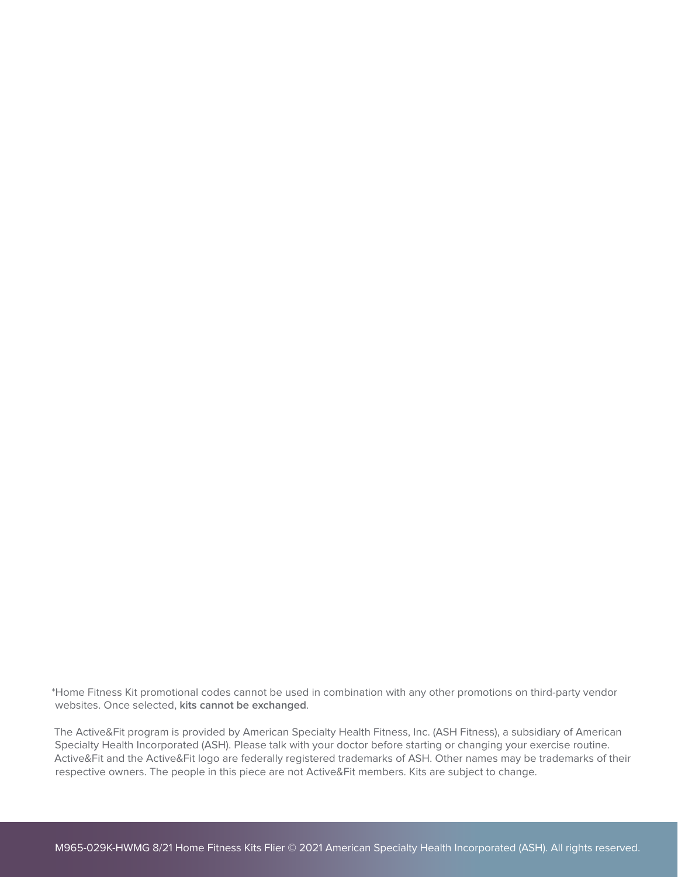*Home Fitness Kit promotional codes cannot be used in combination with any other promotions on third-party vendor websites. Once selected, **kits cannot be exchanged**.

The Active&Fit program is provided by American Specialty Health Fitness, Inc. (ASH Fitness), a subsidiary of American Specialty Health Incorporated (ASH). Please talk with your doctor before starting or changing your exercise routine. Active&Fit and the Active&Fit logo are federally registered trademarks of ASH. Other names may be trademarks of their respective owners. The people in this piece are not Active&Fit members. Kits are subject to change.

M965-029K-HWMG 8/21 Home Fitness Kits Flier © 2021 American Specialty Health Incorporated (ASH). All rights reserved.